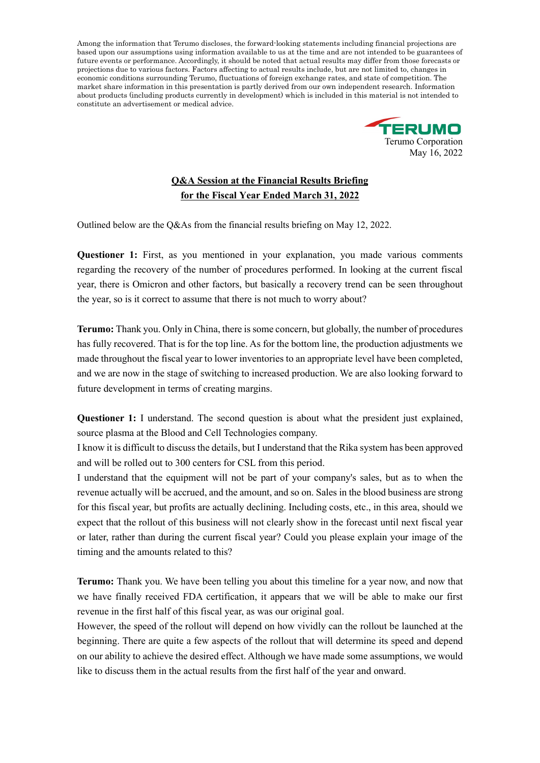Among the information that Terumo discloses, the forward-looking statements including financial projections are based upon our assumptions using information available to us at the time and are not intended to be guarantees of future events or performance. Accordingly, it should be noted that actual results may differ from those forecasts or projections due to various factors. Factors affecting to actual results include, but are not limited to, changes in economic conditions surrounding Terumo, fluctuations of foreign exchange rates, and state of competition. The market share information in this presentation is partly derived from our own independent research. Information about products (including products currently in development) which is included in this material is not intended to constitute an advertisement or medical advice.

TERUMO
Terumo Corporation
May 16, 2022

# Q&A Session at the Financial Results Briefing for the Fiscal Year Ended March 31, 2022

Outlined below are the Q&As from the financial results briefing on May 12, 2022.

**Questioner 1:** First, as you mentioned in your explanation, you made various comments regarding the recovery of the number of procedures performed. In looking at the current fiscal year, there is Omicron and other factors, but basically a recovery trend can be seen throughout the year, so is it correct to assume that there is not much to worry about?

**Terumo:** Thank you. Only in China, there is some concern, but globally, the number of procedures has fully recovered. That is for the top line. As for the bottom line, the production adjustments we made throughout the fiscal year to lower inventories to an appropriate level have been completed, and we are now in the stage of switching to increased production. We are also looking forward to future development in terms of creating margins.

**Questioner 1:** I understand. The second question is about what the president just explained, source plasma at the Blood and Cell Technologies company.

I know it is difficult to discuss the details, but I understand that the Rika system has been approved and will be rolled out to 300 centers for CSL from this period.

I understand that the equipment will not be part of your company's sales, but as to when the revenue actually will be accrued, and the amount, and so on. Sales in the blood business are strong for this fiscal year, but profits are actually declining. Including costs, etc., in this area, should we expect that the rollout of this business will not clearly show in the forecast until next fiscal year or later, rather than during the current fiscal year? Could you please explain your image of the timing and the amounts related to this?

**Terumo:** Thank you. We have been telling you about this timeline for a year now, and now that we have finally received FDA certification, it appears that we will be able to make our first revenue in the first half of this fiscal year, as was our original goal.

However, the speed of the rollout will depend on how vividly can the rollout be launched at the beginning. There are quite a few aspects of the rollout that will determine its speed and depend on our ability to achieve the desired effect. Although we have made some assumptions, we would like to discuss them in the actual results from the first half of the year and onward.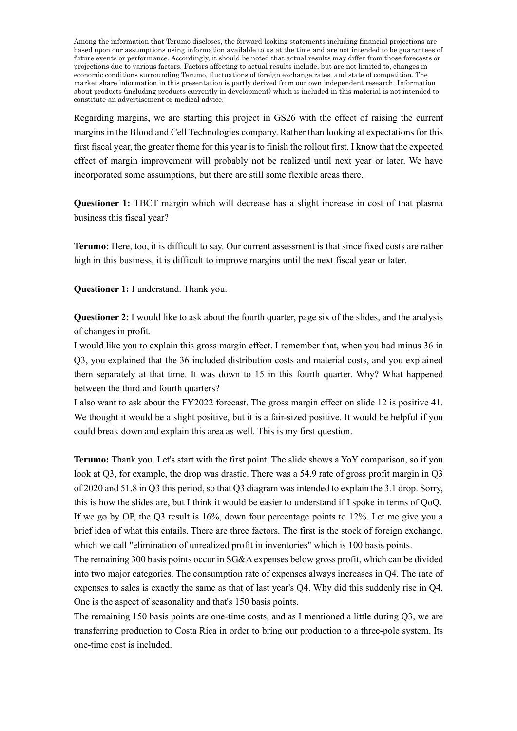Among the information that Terumo discloses, the forward-looking statements including financial projections are based upon our assumptions using information available to us at the time and are not intended to be guarantees of future events or performance. Accordingly, it should be noted that actual results may differ from those forecasts or projections due to various factors. Factors affecting to actual results include, but are not limited to, changes in economic conditions surrounding Terumo, fluctuations of foreign exchange rates, and state of competition. The market share information in this presentation is partly derived from our own independent research. Information about products (including products currently in development) which is included in this material is not intended to constitute an advertisement or medical advice.

Regarding margins, we are starting this project in GS26 with the effect of raising the current margins in the Blood and Cell Technologies company. Rather than looking at expectations for this first fiscal year, the greater theme for this year is to finish the rollout first. I know that the expected effect of margin improvement will probably not be realized until next year or later. We have incorporated some assumptions, but there are still some flexible areas there.

**Questioner 1:** TBCT margin which will decrease has a slight increase in cost of that plasma business this fiscal year?

**Terumo:** Here, too, it is difficult to say. Our current assessment is that since fixed costs are rather high in this business, it is difficult to improve margins until the next fiscal year or later.

**Questioner 1:** I understand. Thank you.

**Questioner 2:** I would like to ask about the fourth quarter, page six of the slides, and the analysis of changes in profit.

I would like you to explain this gross margin effect. I remember that, when you had minus 36 in Q3, you explained that the 36 included distribution costs and material costs, and you explained them separately at that time. It was down to 15 in this fourth quarter. Why? What happened between the third and fourth quarters?

I also want to ask about the FY2022 forecast. The gross margin effect on slide 12 is positive 41. We thought it would be a slight positive, but it is a fair-sized positive. It would be helpful if you could break down and explain this area as well. This is my first question.

**Terumo:** Thank you. Let's start with the first point. The slide shows a YoY comparison, so if you look at Q3, for example, the drop was drastic. There was a 54.9 rate of gross profit margin in Q3 of 2020 and 51.8 in Q3 this period, so that Q3 diagram was intended to explain the 3.1 drop. Sorry, this is how the slides are, but I think it would be easier to understand if I spoke in terms of QoQ. If we go by OP, the Q3 result is 16%, down four percentage points to 12%. Let me give you a brief idea of what this entails. There are three factors. The first is the stock of foreign exchange, which we call "elimination of unrealized profit in inventories" which is 100 basis points.

The remaining 300 basis points occur in SG&A expenses below gross profit, which can be divided into two major categories. The consumption rate of expenses always increases in Q4. The rate of expenses to sales is exactly the same as that of last year's Q4. Why did this suddenly rise in Q4. One is the aspect of seasonality and that's 150 basis points.

The remaining 150 basis points are one-time costs, and as I mentioned a little during Q3, we are transferring production to Costa Rica in order to bring our production to a three-pole system. Its one-time cost is included.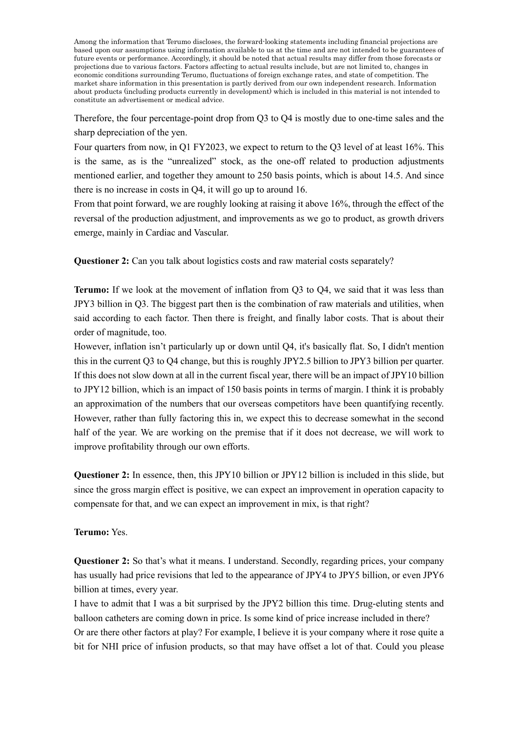Among the information that Terumo discloses, the forward-looking statements including financial projections are based upon our assumptions using information available to us at the time and are not intended to be guarantees of future events or performance. Accordingly, it should be noted that actual results may differ from those forecasts or projections due to various factors. Factors affecting to actual results include, but are not limited to, changes in economic conditions surrounding Terumo, fluctuations of foreign exchange rates, and state of competition. The market share information in this presentation is partly derived from our own independent research. Information about products (including products currently in development) which is included in this material is not intended to constitute an advertisement or medical advice.

Therefore, the four percentage-point drop from Q3 to Q4 is mostly due to one-time sales and the sharp depreciation of the yen.

Four quarters from now, in Q1 FY2023, we expect to return to the Q3 level of at least 16%. This is the same, as is the "unrealized" stock, as the one-off related to production adjustments mentioned earlier, and together they amount to 250 basis points, which is about 14.5. And since there is no increase in costs in Q4, it will go up to around 16.

From that point forward, we are roughly looking at raising it above 16%, through the effect of the reversal of the production adjustment, and improvements as we go to product, as growth drivers emerge, mainly in Cardiac and Vascular.

**Questioner 2:** Can you talk about logistics costs and raw material costs separately?

**Terumo:** If we look at the movement of inflation from Q3 to Q4, we said that it was less than JPY3 billion in Q3. The biggest part then is the combination of raw materials and utilities, when said according to each factor. Then there is freight, and finally labor costs. That is about their order of magnitude, too.

However, inflation isn't particularly up or down until Q4, it's basically flat. So, I didn't mention this in the current Q3 to Q4 change, but this is roughly JPY2.5 billion to JPY3 billion per quarter. If this does not slow down at all in the current fiscal year, there will be an impact of JPY10 billion to JPY12 billion, which is an impact of 150 basis points in terms of margin. I think it is probably an approximation of the numbers that our overseas competitors have been quantifying recently. However, rather than fully factoring this in, we expect this to decrease somewhat in the second half of the year. We are working on the premise that if it does not decrease, we will work to improve profitability through our own efforts.

**Questioner 2:** In essence, then, this JPY10 billion or JPY12 billion is included in this slide, but since the gross margin effect is positive, we can expect an improvement in operation capacity to compensate for that, and we can expect an improvement in mix, is that right?

**Terumo:** Yes.

**Questioner 2:** So that's what it means. I understand. Secondly, regarding prices, your company has usually had price revisions that led to the appearance of JPY4 to JPY5 billion, or even JPY6 billion at times, every year.

I have to admit that I was a bit surprised by the JPY2 billion this time. Drug-eluting stents and balloon catheters are coming down in price. Is some kind of price increase included in there? Or are there other factors at play? For example, I believe it is your company where it rose quite a bit for NHI price of infusion products, so that may have offset a lot of that. Could you please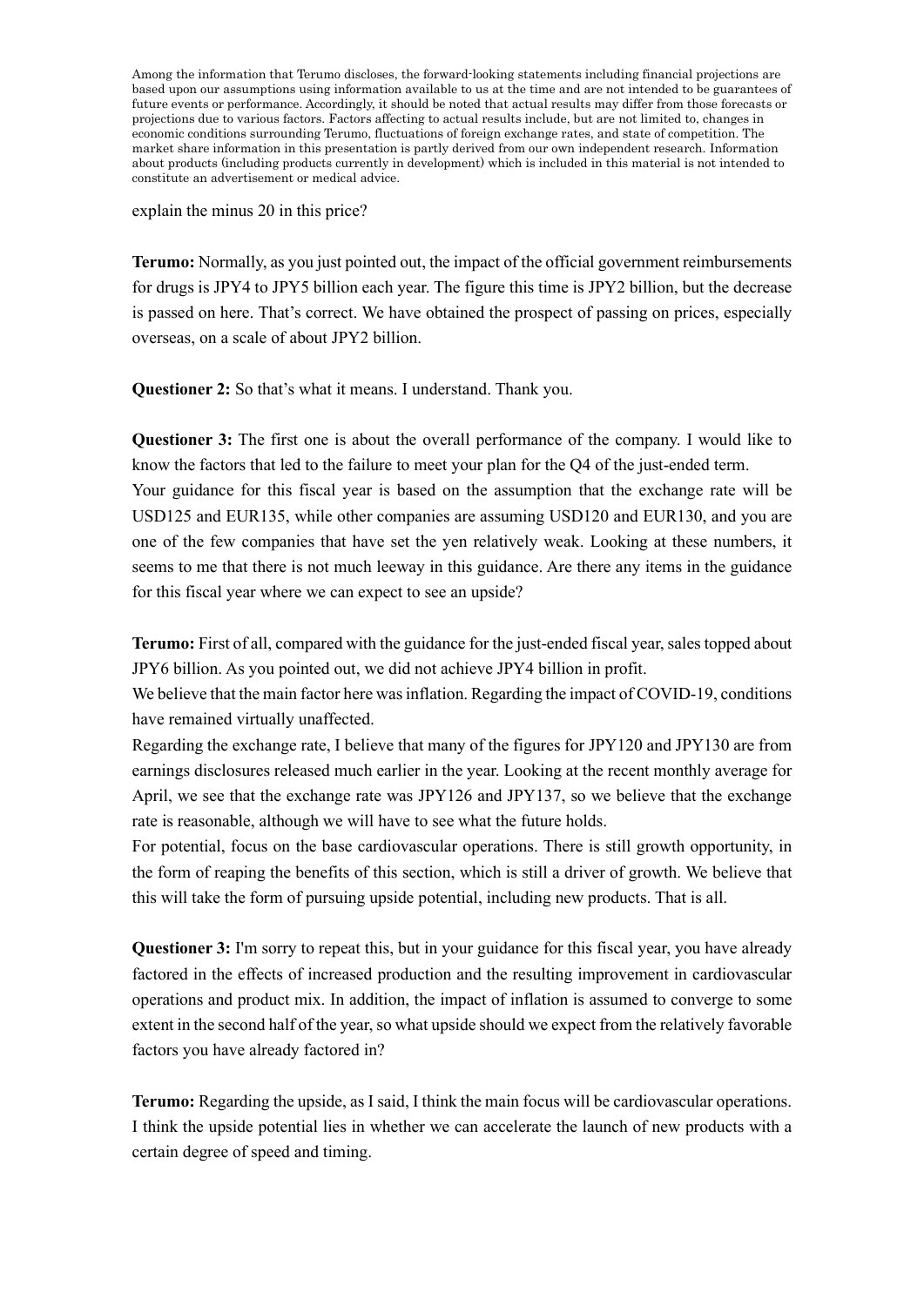explain the minus 20 in this price?

**Terumo:** Normally, as you just pointed out, the impact of the official government reimbursements for drugs is JPY4 to JPY5 billion each year. The figure this time is JPY2 billion, but the decrease is passed on here. That's correct. We have obtained the prospect of passing on prices, especially overseas, on a scale of about JPY2 billion.

**Questioner 2:** So that's what it means. I understand. Thank you.

**Questioner 3:** The first one is about the overall performance of the company. I would like to know the factors that led to the failure to meet your plan for the Q4 of the just-ended term.
Your guidance for this fiscal year is based on the assumption that the exchange rate will be USD125 and EUR135, while other companies are assuming USD120 and EUR130, and you are one of the few companies that have set the yen relatively weak. Looking at these numbers, it seems to me that there is not much leeway in this guidance. Are there any items in the guidance for this fiscal year where we can expect to see an upside?

**Terumo:** First of all, compared with the guidance for the just-ended fiscal year, sales topped about JPY6 billion. As you pointed out, we did not achieve JPY4 billion in profit.
We believe that the main factor here was inflation. Regarding the impact of COVID-19, conditions have remained virtually unaffected.
Regarding the exchange rate, I believe that many of the figures for JPY120 and JPY130 are from earnings disclosures released much earlier in the year. Looking at the recent monthly average for April, we see that the exchange rate was JPY126 and JPY137, so we believe that the exchange rate is reasonable, although we will have to see what the future holds.
For potential, focus on the base cardiovascular operations. There is still growth opportunity, in the form of reaping the benefits of this section, which is still a driver of growth. We believe that this will take the form of pursuing upside potential, including new products. That is all.

**Questioner 3:** I'm sorry to repeat this, but in your guidance for this fiscal year, you have already factored in the effects of increased production and the resulting improvement in cardiovascular operations and product mix. In addition, the impact of inflation is assumed to converge to some extent in the second half of the year, so what upside should we expect from the relatively favorable factors you have already factored in?

**Terumo:** Regarding the upside, as I said, I think the main focus will be cardiovascular operations. I think the upside potential lies in whether we can accelerate the launch of new products with a certain degree of speed and timing.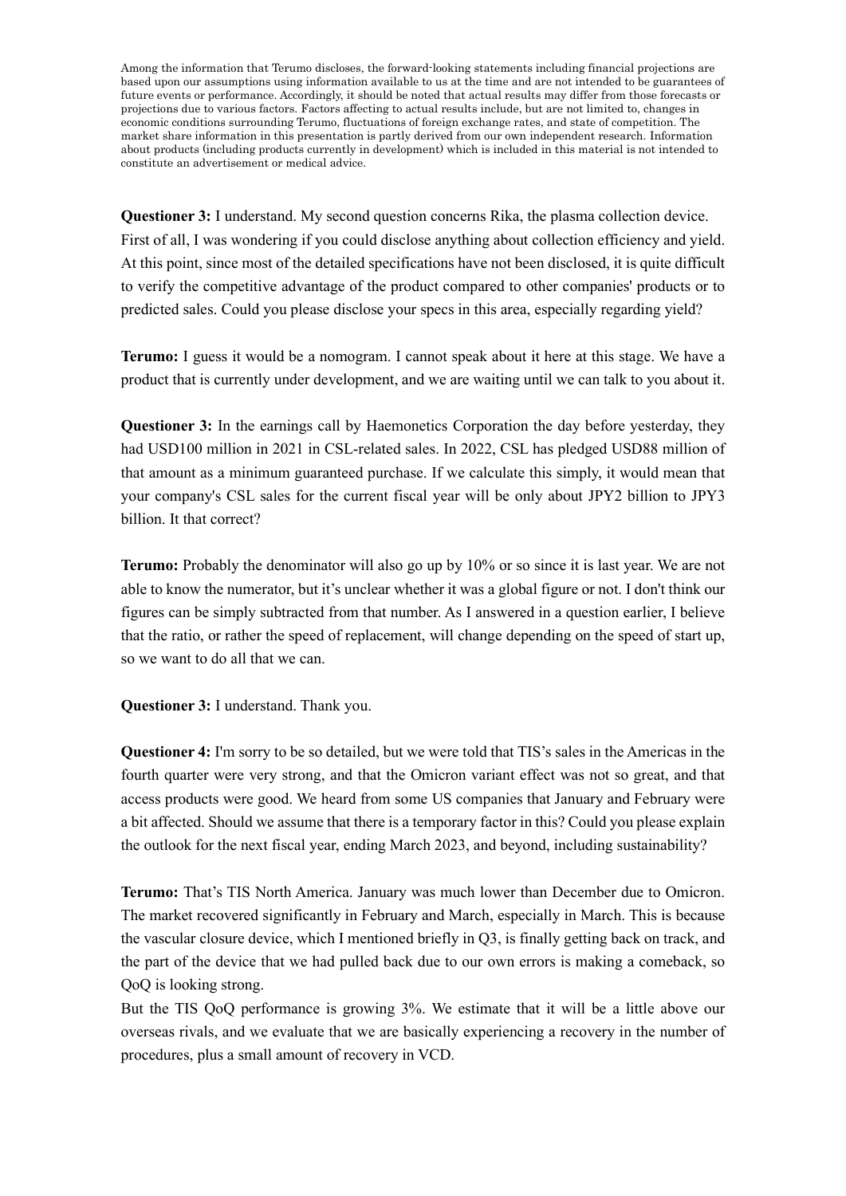Among the information that Terumo discloses, the forward-looking statements including financial projections are based upon our assumptions using information available to us at the time and are not intended to be guarantees of future events or performance. Accordingly, it should be noted that actual results may differ from those forecasts or projections due to various factors. Factors affecting to actual results include, but are not limited to, changes in economic conditions surrounding Terumo, fluctuations of foreign exchange rates, and state of competition. The market share information in this presentation is partly derived from our own independent research. Information about products (including products currently in development) which is included in this material is not intended to constitute an advertisement or medical advice.

**Questioner 3:** I understand. My second question concerns Rika, the plasma collection device. First of all, I was wondering if you could disclose anything about collection efficiency and yield. At this point, since most of the detailed specifications have not been disclosed, it is quite difficult to verify the competitive advantage of the product compared to other companies' products or to predicted sales. Could you please disclose your specs in this area, especially regarding yield?

**Terumo:** I guess it would be a nomogram. I cannot speak about it here at this stage. We have a product that is currently under development, and we are waiting until we can talk to you about it.

**Questioner 3:** In the earnings call by Haemonetics Corporation the day before yesterday, they had USD100 million in 2021 in CSL-related sales. In 2022, CSL has pledged USD88 million of that amount as a minimum guaranteed purchase. If we calculate this simply, it would mean that your company's CSL sales for the current fiscal year will be only about JPY2 billion to JPY3 billion. It that correct?

**Terumo:** Probably the denominator will also go up by 10% or so since it is last year. We are not able to know the numerator, but it's unclear whether it was a global figure or not. I don't think our figures can be simply subtracted from that number. As I answered in a question earlier, I believe that the ratio, or rather the speed of replacement, will change depending on the speed of start up, so we want to do all that we can.

**Questioner 3:** I understand. Thank you.

**Questioner 4:** I'm sorry to be so detailed, but we were told that TIS's sales in the Americas in the fourth quarter were very strong, and that the Omicron variant effect was not so great, and that access products were good. We heard from some US companies that January and February were a bit affected. Should we assume that there is a temporary factor in this? Could you please explain the outlook for the next fiscal year, ending March 2023, and beyond, including sustainability?

**Terumo:** That's TIS North America. January was much lower than December due to Omicron. The market recovered significantly in February and March, especially in March. This is because the vascular closure device, which I mentioned briefly in Q3, is finally getting back on track, and the part of the device that we had pulled back due to our own errors is making a comeback, so QoQ is looking strong.

But the TIS QoQ performance is growing 3%. We estimate that it will be a little above our overseas rivals, and we evaluate that we are basically experiencing a recovery in the number of procedures, plus a small amount of recovery in VCD.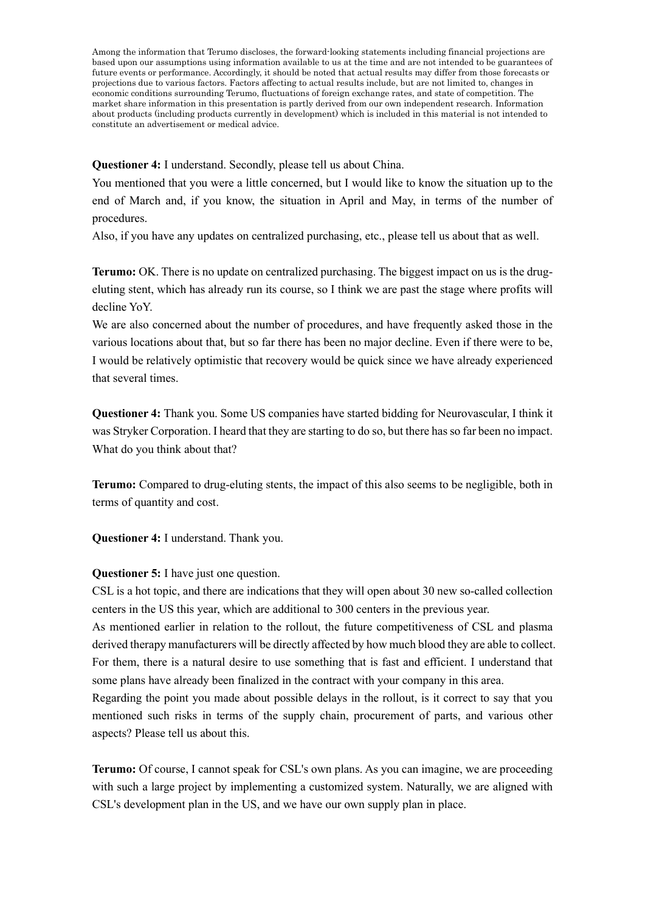Among the information that Terumo discloses, the forward-looking statements including financial projections are based upon our assumptions using information available to us at the time and are not intended to be guarantees of future events or performance. Accordingly, it should be noted that actual results may differ from those forecasts or projections due to various factors. Factors affecting to actual results include, but are not limited to, changes in economic conditions surrounding Terumo, fluctuations of foreign exchange rates, and state of competition. The market share information in this presentation is partly derived from our own independent research. Information about products (including products currently in development) which is included in this material is not intended to constitute an advertisement or medical advice.

**Questioner 4:** I understand. Secondly, please tell us about China.

You mentioned that you were a little concerned, but I would like to know the situation up to the end of March and, if you know, the situation in April and May, in terms of the number of procedures.

Also, if you have any updates on centralized purchasing, etc., please tell us about that as well.

**Terumo:** OK. There is no update on centralized purchasing. The biggest impact on us is the drug-eluting stent, which has already run its course, so I think we are past the stage where profits will decline YoY.

We are also concerned about the number of procedures, and have frequently asked those in the various locations about that, but so far there has been no major decline. Even if there were to be, I would be relatively optimistic that recovery would be quick since we have already experienced that several times.

**Questioner 4:** Thank you. Some US companies have started bidding for Neurovascular, I think it was Stryker Corporation. I heard that they are starting to do so, but there has so far been no impact. What do you think about that?

**Terumo:** Compared to drug-eluting stents, the impact of this also seems to be negligible, both in terms of quantity and cost.

**Questioner 4:** I understand. Thank you.

**Questioner 5:** I have just one question.

CSL is a hot topic, and there are indications that they will open about 30 new so-called collection centers in the US this year, which are additional to 300 centers in the previous year.

As mentioned earlier in relation to the rollout, the future competitiveness of CSL and plasma derived therapy manufacturers will be directly affected by how much blood they are able to collect. For them, there is a natural desire to use something that is fast and efficient. I understand that some plans have already been finalized in the contract with your company in this area.

Regarding the point you made about possible delays in the rollout, is it correct to say that you mentioned such risks in terms of the supply chain, procurement of parts, and various other aspects? Please tell us about this.

**Terumo:** Of course, I cannot speak for CSL's own plans. As you can imagine, we are proceeding with such a large project by implementing a customized system. Naturally, we are aligned with CSL's development plan in the US, and we have our own supply plan in place.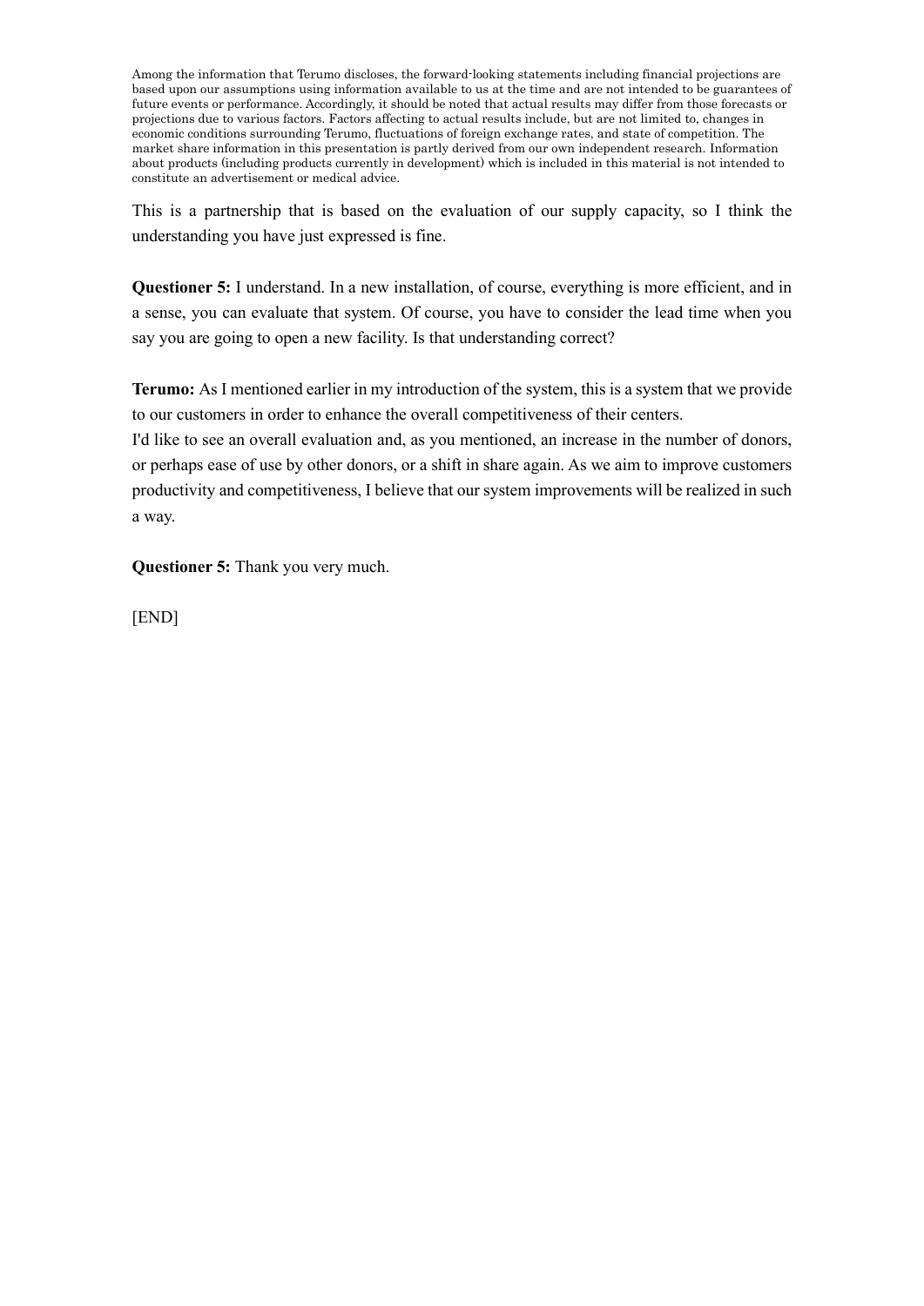This is a partnership that is based on the evaluation of our supply capacity, so I think the understanding you have just expressed is fine.

**Questioner 5:** I understand. In a new installation, of course, everything is more efficient, and in a sense, you can evaluate that system. Of course, you have to consider the lead time when you say you are going to open a new facility. Is that understanding correct?

**Terumo:** As I mentioned earlier in my introduction of the system, this is a system that we provide to our customers in order to enhance the overall competitiveness of their centers.
I'd like to see an overall evaluation and, as you mentioned, an increase in the number of donors, or perhaps ease of use by other donors, or a shift in share again. As we aim to improve customers productivity and competitiveness, I believe that our system improvements will be realized in such a way.

**Questioner 5:** Thank you very much.

[END]